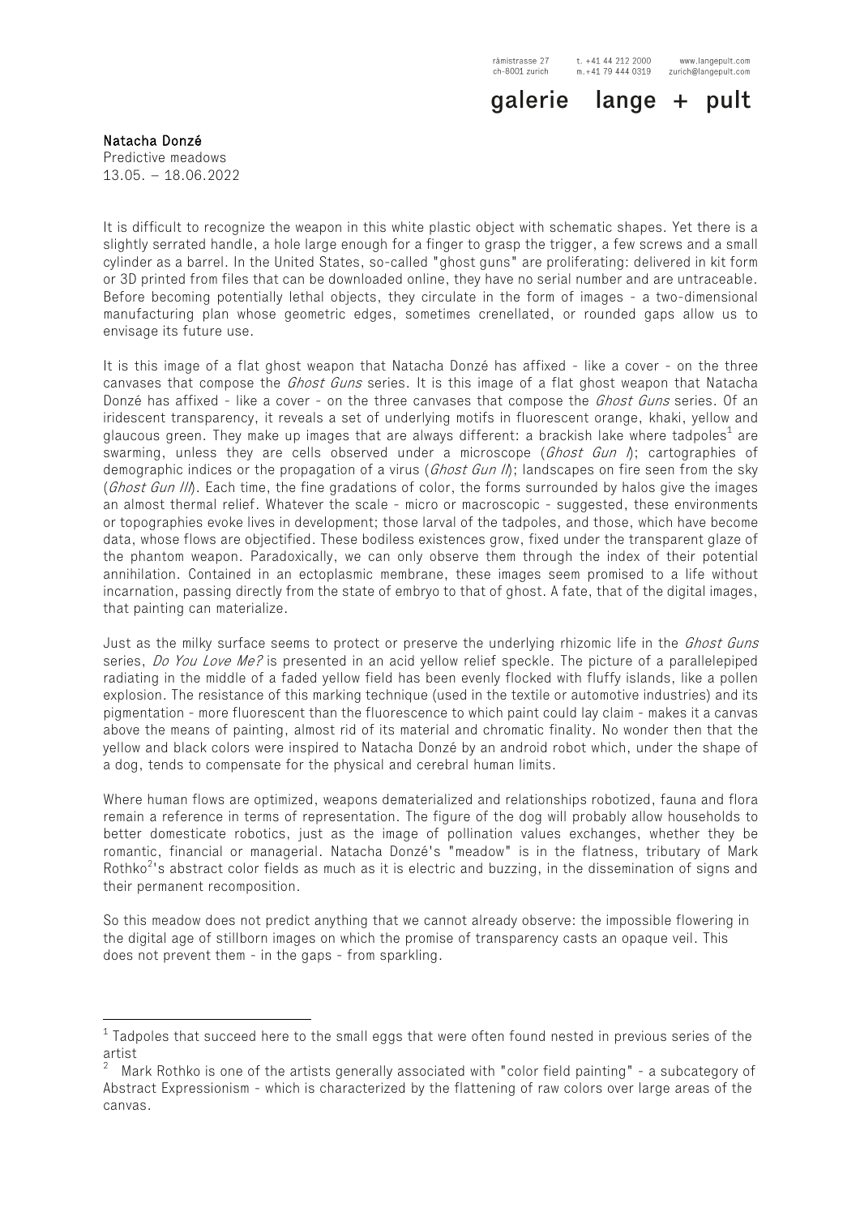rämistrasse 27
ch-8001 zurich

t. +41 44 212 2000
m.+41 79 444 0319

www.langepult.com
zurich@langepult.com

**galerie lange + pult**

**Natacha Donzé**
Predictive meadows
13.05. – 18.06.2022

It is difficult to recognize the weapon in this white plastic object with schematic shapes. Yet there is a slightly serrated handle, a hole large enough for a finger to grasp the trigger, a few screws and a small cylinder as a barrel. In the United States, so-called "ghost guns" are proliferating: delivered in kit form or 3D printed from files that can be downloaded online, they have no serial number and are untraceable. Before becoming potentially lethal objects, they circulate in the form of images - a two-dimensional manufacturing plan whose geometric edges, sometimes crenellated, or rounded gaps allow us to envisage its future use.

It is this image of a flat ghost weapon that Natacha Donzé has affixed - like a cover - on the three canvases that compose the *Ghost Guns* series. It is this image of a flat ghost weapon that Natacha Donzé has affixed - like a cover - on the three canvases that compose the *Ghost Guns* series. Of an iridescent transparency, it reveals a set of underlying motifs in fluorescent orange, khaki, yellow and glaucous green. They make up images that are always different: a brackish lake where tadpoles[1] are swarming, unless they are cells observed under a microscope (*Ghost Gun I*); cartographies of demographic indices or the propagation of a virus (*Ghost Gun II*); landscapes on fire seen from the sky (*Ghost Gun III*). Each time, the fine gradations of color, the forms surrounded by halos give the images an almost thermal relief. Whatever the scale - micro or macroscopic - suggested, these environments or topographies evoke lives in development; those larval of the tadpoles, and those, which have become data, whose flows are objectified. These bodiless existences grow, fixed under the transparent glaze of the phantom weapon. Paradoxically, we can only observe them through the index of their potential annihilation. Contained in an ectoplasmic membrane, these images seem promised to a life without incarnation, passing directly from the state of embryo to that of ghost. A fate, that of the digital images, that painting can materialize.

Just as the milky surface seems to protect or preserve the underlying rhizomic life in the *Ghost Guns* series, *Do You Love Me?* is presented in an acid yellow relief speckle. The picture of a parallelepiped radiating in the middle of a faded yellow field has been evenly flocked with fluffy islands, like a pollen explosion. The resistance of this marking technique (used in the textile or automotive industries) and its pigmentation - more fluorescent than the fluorescence to which paint could lay claim - makes it a canvas above the means of painting, almost rid of its material and chromatic finality. No wonder then that the yellow and black colors were inspired to Natacha Donzé by an android robot which, under the shape of a dog, tends to compensate for the physical and cerebral human limits.

Where human flows are optimized, weapons dematerialized and relationships robotized, fauna and flora remain a reference in terms of representation. The figure of the dog will probably allow households to better domesticate robotics, just as the image of pollination values exchanges, whether they be romantic, financial or managerial. Natacha Donzé's "meadow" is in the flatness, tributary of Mark Rothko[2]'s abstract color fields as much as it is electric and buzzing, in the dissemination of signs and their permanent recomposition.

So this meadow does not predict anything that we cannot already observe: the impossible flowering in the digital age of stillborn images on which the promise of transparency casts an opaque veil. This does not prevent them - in the gaps - from sparkling.

---

[1] Tadpoles that succeed here to the small eggs that were often found nested in previous series of the artist

[2] Mark Rothko is one of the artists generally associated with "color field painting" - a subcategory of Abstract Expressionism - which is characterized by the flattening of raw colors over large areas of the canvas.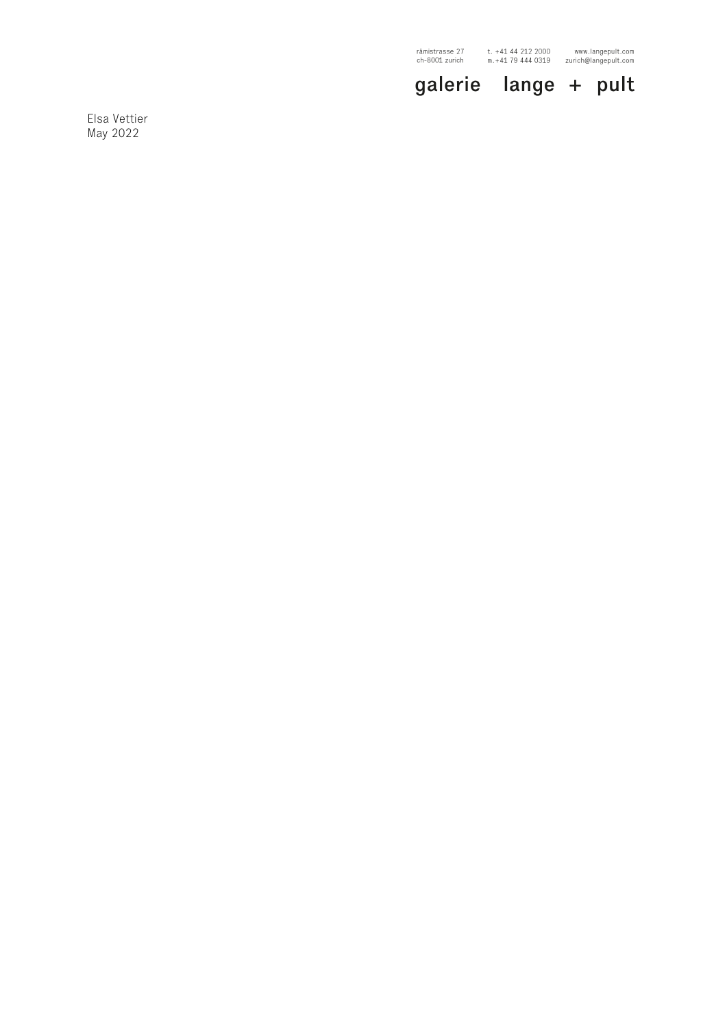Elsa Vettier
May 2022